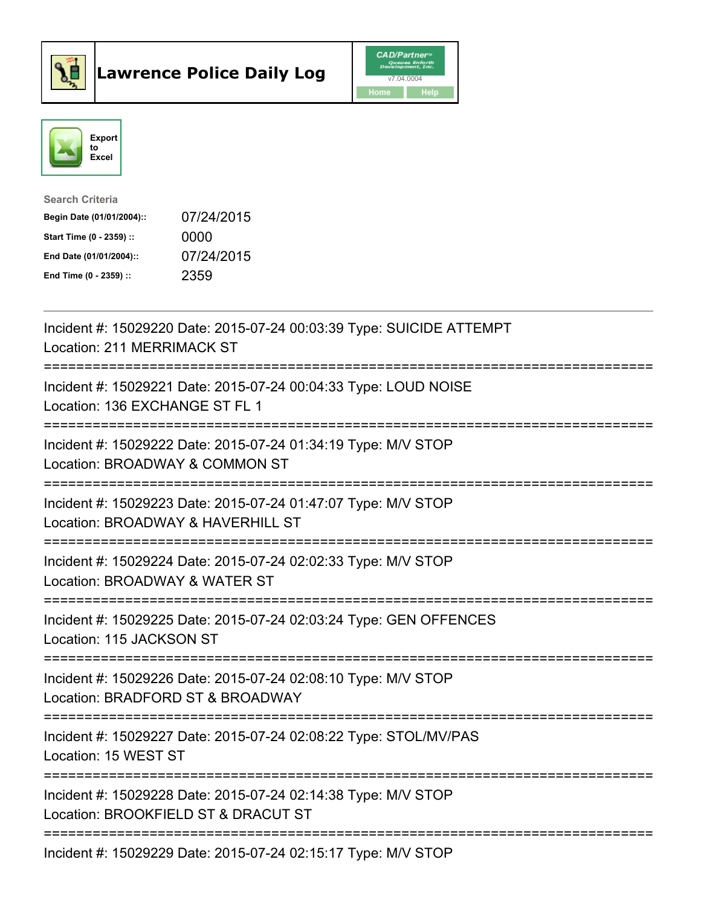# Lawrence Police Daily Log

CAD/Partner
v7.04.0004
Home Help

Export to Excel

Search Criteria

| | |
|---|---|
| **Begin Date (01/01/2004)::** | 07/24/2015 |
| **Start Time (0 - 2359) ::** | 0000 |
| **End Date (01/01/2004)::** | 07/24/2015 |
| **End Time (0 - 2359) ::** | 2359 |

Incident #: 15029220 Date: 2015-07-24 00:03:39 Type: SUICIDE ATTEMPT
Location: 211 MERRIMACK ST

===========================================================================

Incident #: 15029221 Date: 2015-07-24 00:04:33 Type: LOUD NOISE
Location: 136 EXCHANGE ST FL 1

===========================================================================

Incident #: 15029222 Date: 2015-07-24 01:34:19 Type: M/V STOP
Location: BROADWAY & COMMON ST

===========================================================================

Incident #: 15029223 Date: 2015-07-24 01:47:07 Type: M/V STOP
Location: BROADWAY & HAVERHILL ST

===========================================================================

Incident #: 15029224 Date: 2015-07-24 02:02:33 Type: M/V STOP
Location: BROADWAY & WATER ST

===========================================================================

Incident #: 15029225 Date: 2015-07-24 02:03:24 Type: GEN OFFENCES
Location: 115 JACKSON ST

===========================================================================

Incident #: 15029226 Date: 2015-07-24 02:08:10 Type: M/V STOP
Location: BRADFORD ST & BROADWAY

===========================================================================

Incident #: 15029227 Date: 2015-07-24 02:08:22 Type: STOL/MV/PAS
Location: 15 WEST ST

===========================================================================

Incident #: 15029228 Date: 2015-07-24 02:14:38 Type: M/V STOP
Location: BROOKFIELD ST & DRACUT ST

===========================================================================

Incident #: 15029229 Date: 2015-07-24 02:15:17 Type: M/V STOP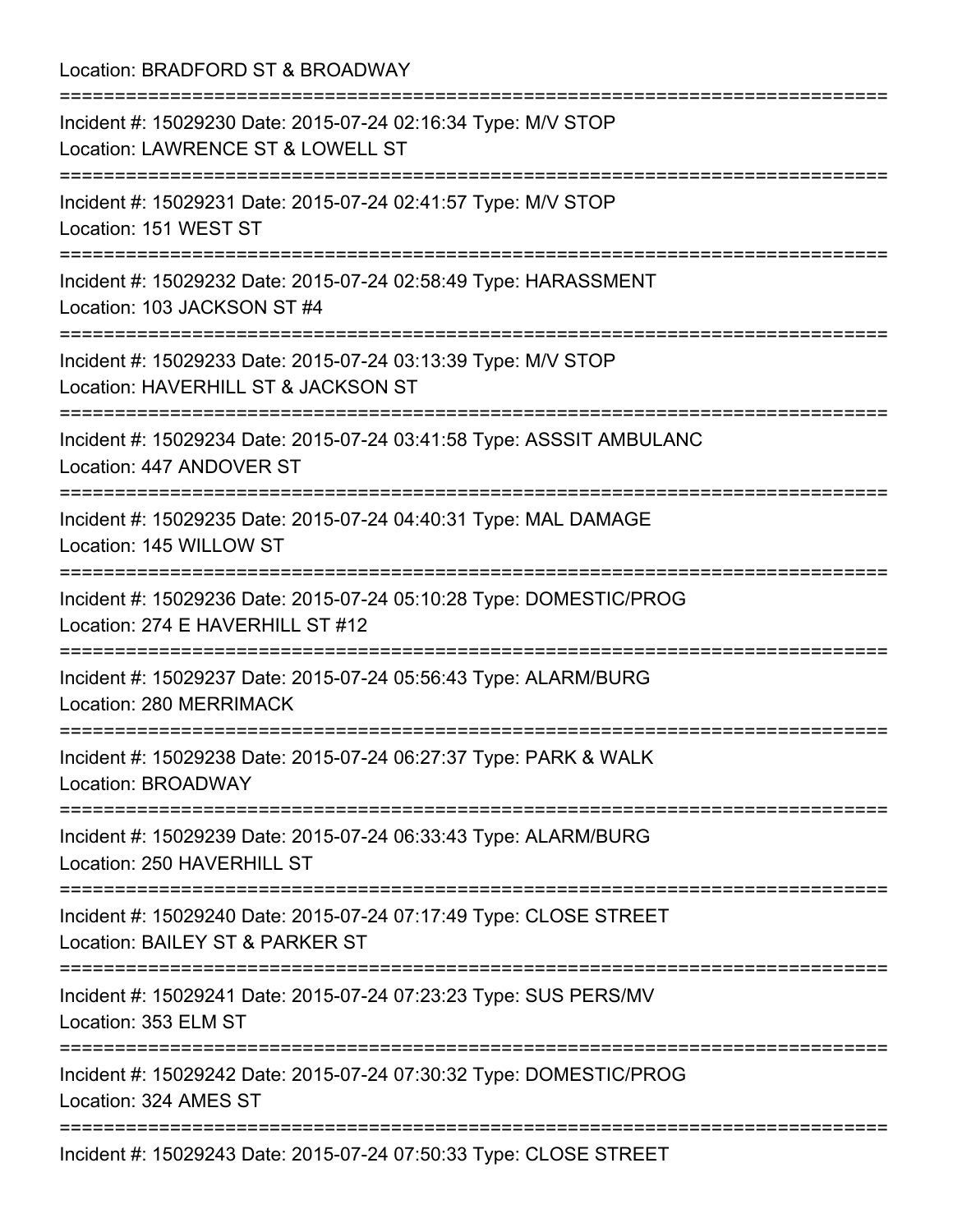Location: BRADFORD ST & BROADWAY

===========================================================================

Incident #: 15029230 Date: 2015-07-24 02:16:34 Type: M/V STOP
Location: LAWRENCE ST & LOWELL ST

===========================================================================

Incident #: 15029231 Date: 2015-07-24 02:41:57 Type: M/V STOP
Location: 151 WEST ST

===========================================================================

Incident #: 15029232 Date: 2015-07-24 02:58:49 Type: HARASSMENT
Location: 103 JACKSON ST #4

===========================================================================

Incident #: 15029233 Date: 2015-07-24 03:13:39 Type: M/V STOP
Location: HAVERHILL ST & JACKSON ST

===========================================================================

Incident #: 15029234 Date: 2015-07-24 03:41:58 Type: ASSSIT AMBULANC
Location: 447 ANDOVER ST

===========================================================================

Incident #: 15029235 Date: 2015-07-24 04:40:31 Type: MAL DAMAGE
Location: 145 WILLOW ST

===========================================================================

Incident #: 15029236 Date: 2015-07-24 05:10:28 Type: DOMESTIC/PROG
Location: 274 E HAVERHILL ST #12

===========================================================================

Incident #: 15029237 Date: 2015-07-24 05:56:43 Type: ALARM/BURG
Location: 280 MERRIMACK

===========================================================================

Incident #: 15029238 Date: 2015-07-24 06:27:37 Type: PARK & WALK
Location: BROADWAY

===========================================================================

Incident #: 15029239 Date: 2015-07-24 06:33:43 Type: ALARM/BURG
Location: 250 HAVERHILL ST

===========================================================================

Incident #: 15029240 Date: 2015-07-24 07:17:49 Type: CLOSE STREET
Location: BAILEY ST & PARKER ST

===========================================================================

Incident #: 15029241 Date: 2015-07-24 07:23:23 Type: SUS PERS/MV
Location: 353 ELM ST

===========================================================================

Incident #: 15029242 Date: 2015-07-24 07:30:32 Type: DOMESTIC/PROG
Location: 324 AMES ST

===========================================================================

Incident #: 15029243 Date: 2015-07-24 07:50:33 Type: CLOSE STREET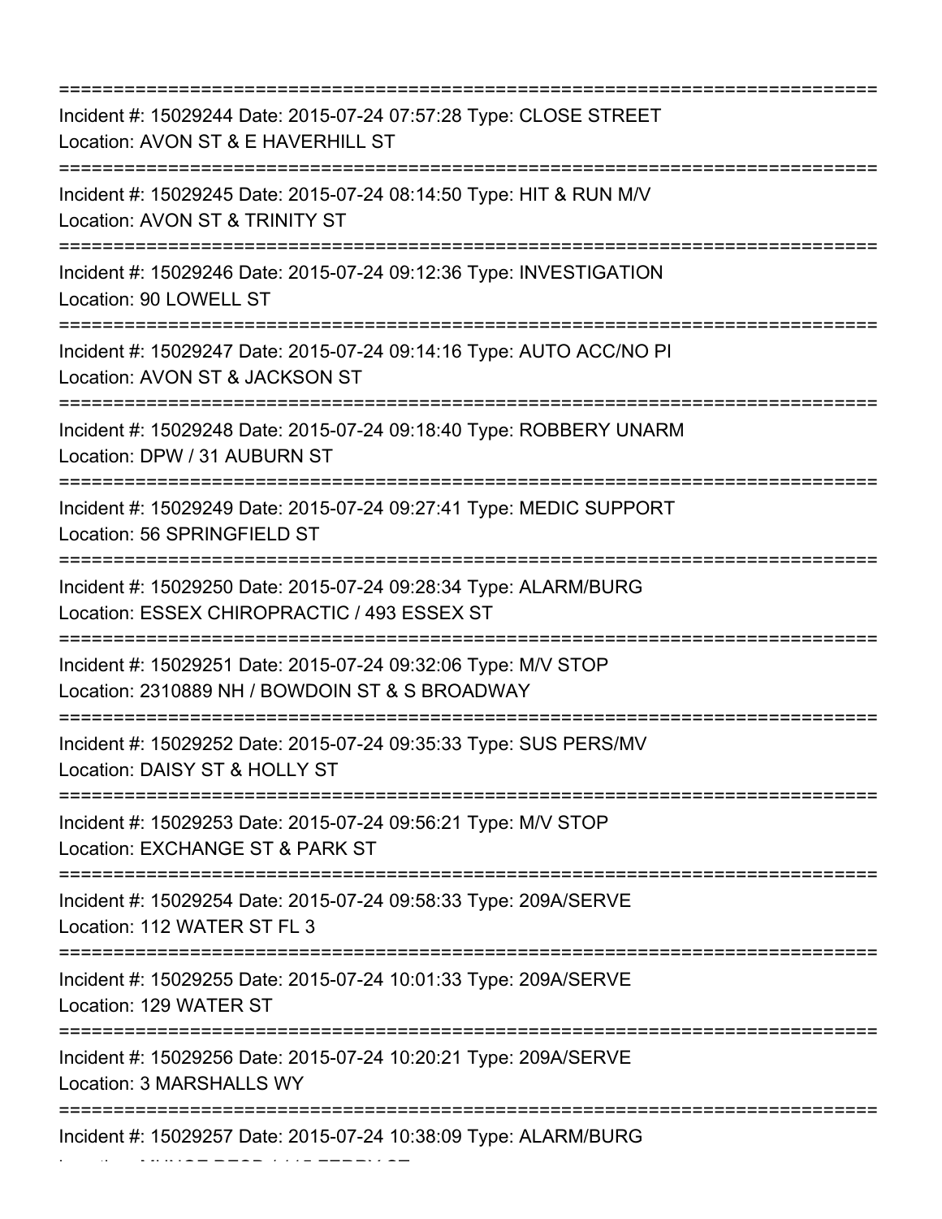===========================================================================

Incident #: 15029244 Date: 2015-07-24 07:57:28 Type: CLOSE STREET
Location: AVON ST & E HAVERHILL ST

===========================================================================

Incident #: 15029245 Date: 2015-07-24 08:14:50 Type: HIT & RUN M/V
Location: AVON ST & TRINITY ST

===========================================================================

Incident #: 15029246 Date: 2015-07-24 09:12:36 Type: INVESTIGATION
Location: 90 LOWELL ST

===========================================================================

Incident #: 15029247 Date: 2015-07-24 09:14:16 Type: AUTO ACC/NO PI
Location: AVON ST & JACKSON ST

===========================================================================

Incident #: 15029248 Date: 2015-07-24 09:18:40 Type: ROBBERY UNARM
Location: DPW / 31 AUBURN ST

===========================================================================

Incident #: 15029249 Date: 2015-07-24 09:27:41 Type: MEDIC SUPPORT
Location: 56 SPRINGFIELD ST

===========================================================================

Incident #: 15029250 Date: 2015-07-24 09:28:34 Type: ALARM/BURG
Location: ESSEX CHIROPRACTIC / 493 ESSEX ST

===========================================================================

Incident #: 15029251 Date: 2015-07-24 09:32:06 Type: M/V STOP
Location: 2310889 NH / BOWDOIN ST & S BROADWAY

===========================================================================

Incident #: 15029252 Date: 2015-07-24 09:35:33 Type: SUS PERS/MV
Location: DAISY ST & HOLLY ST

===========================================================================

Incident #: 15029253 Date: 2015-07-24 09:56:21 Type: M/V STOP
Location: EXCHANGE ST & PARK ST

===========================================================================

Incident #: 15029254 Date: 2015-07-24 09:58:33 Type: 209A/SERVE
Location: 112 WATER ST FL 3

===========================================================================

Incident #: 15029255 Date: 2015-07-24 10:01:33 Type: 209A/SERVE
Location: 129 WATER ST

===========================================================================

Incident #: 15029256 Date: 2015-07-24 10:20:21 Type: 209A/SERVE
Location: 3 MARSHALLS WY

===========================================================================

Incident #: 15029257 Date: 2015-07-24 10:38:09 Type: ALARM/BURG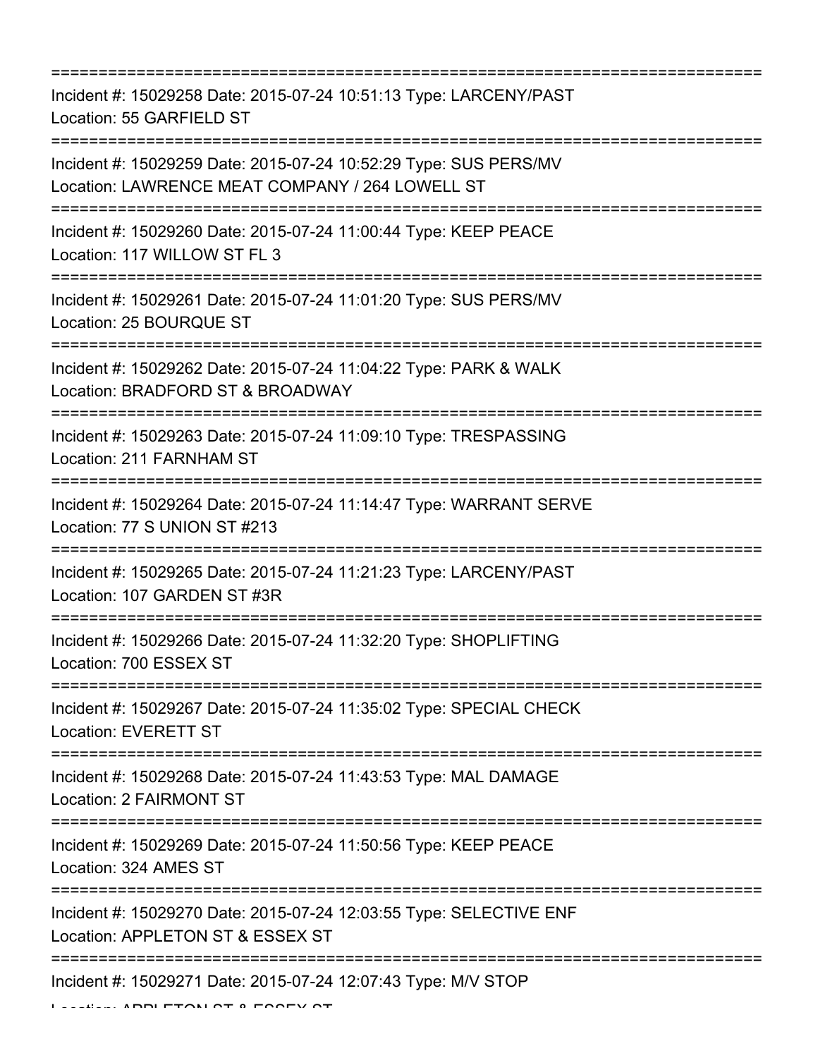===========================================================================
Incident #: 15029258 Date: 2015-07-24 10:51:13 Type: LARCENY/PAST
Location: 55 GARFIELD ST
===========================================================================
Incident #: 15029259 Date: 2015-07-24 10:52:29 Type: SUS PERS/MV
Location: LAWRENCE MEAT COMPANY / 264 LOWELL ST
===========================================================================
Incident #: 15029260 Date: 2015-07-24 11:00:44 Type: KEEP PEACE
Location: 117 WILLOW ST FL 3
===========================================================================
Incident #: 15029261 Date: 2015-07-24 11:01:20 Type: SUS PERS/MV
Location: 25 BOURQUE ST
===========================================================================
Incident #: 15029262 Date: 2015-07-24 11:04:22 Type: PARK & WALK
Location: BRADFORD ST & BROADWAY
===========================================================================
Incident #: 15029263 Date: 2015-07-24 11:09:10 Type: TRESPASSING
Location: 211 FARNHAM ST
===========================================================================
Incident #: 15029264 Date: 2015-07-24 11:14:47 Type: WARRANT SERVE
Location: 77 S UNION ST #213
===========================================================================
Incident #: 15029265 Date: 2015-07-24 11:21:23 Type: LARCENY/PAST
Location: 107 GARDEN ST #3R
===========================================================================
Incident #: 15029266 Date: 2015-07-24 11:32:20 Type: SHOPLIFTING
Location: 700 ESSEX ST
===========================================================================
Incident #: 15029267 Date: 2015-07-24 11:35:02 Type: SPECIAL CHECK
Location: EVERETT ST
===========================================================================
Incident #: 15029268 Date: 2015-07-24 11:43:53 Type: MAL DAMAGE
Location: 2 FAIRMONT ST
===========================================================================
Incident #: 15029269 Date: 2015-07-24 11:50:56 Type: KEEP PEACE
Location: 324 AMES ST
===========================================================================
Incident #: 15029270 Date: 2015-07-24 12:03:55 Type: SELECTIVE ENF
Location: APPLETON ST & ESSEX ST
===========================================================================
Incident #: 15029271 Date: 2015-07-24 12:07:43 Type: M/V STOP
Location: APPLETON ST & ESSEX ST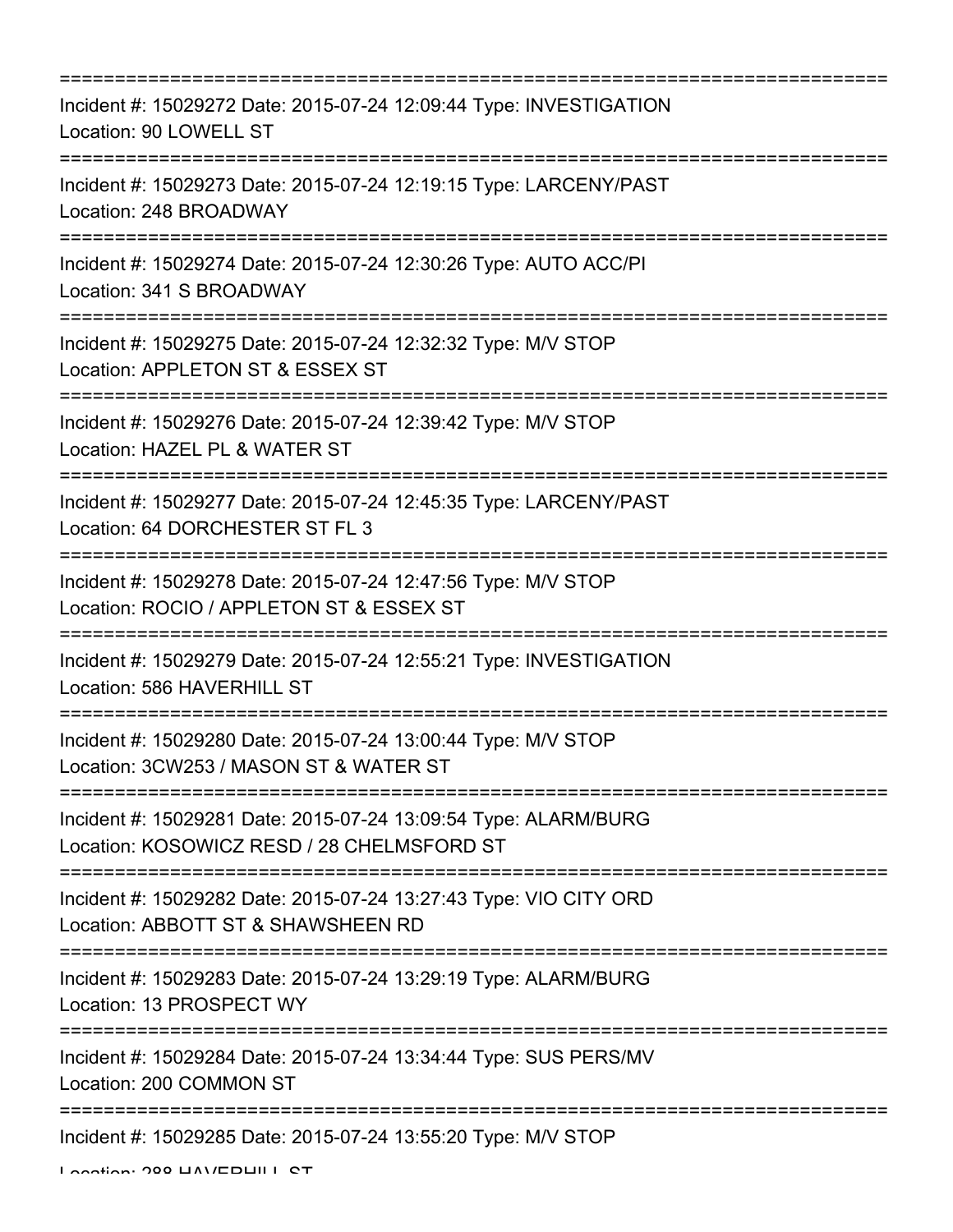===========================================================================

Incident #: 15029272 Date: 2015-07-24 12:09:44 Type: INVESTIGATION
Location: 90 LOWELL ST

===========================================================================

Incident #: 15029273 Date: 2015-07-24 12:19:15 Type: LARCENY/PAST
Location: 248 BROADWAY

===========================================================================

Incident #: 15029274 Date: 2015-07-24 12:30:26 Type: AUTO ACC/PI
Location: 341 S BROADWAY

===========================================================================

Incident #: 15029275 Date: 2015-07-24 12:32:32 Type: M/V STOP
Location: APPLETON ST & ESSEX ST

===========================================================================

Incident #: 15029276 Date: 2015-07-24 12:39:42 Type: M/V STOP
Location: HAZEL PL & WATER ST

===========================================================================

Incident #: 15029277 Date: 2015-07-24 12:45:35 Type: LARCENY/PAST
Location: 64 DORCHESTER ST FL 3

===========================================================================

Incident #: 15029278 Date: 2015-07-24 12:47:56 Type: M/V STOP
Location: ROCIO / APPLETON ST & ESSEX ST

===========================================================================

Incident #: 15029279 Date: 2015-07-24 12:55:21 Type: INVESTIGATION
Location: 586 HAVERHILL ST

===========================================================================

Incident #: 15029280 Date: 2015-07-24 13:00:44 Type: M/V STOP
Location: 3CW253 / MASON ST & WATER ST

===========================================================================

Incident #: 15029281 Date: 2015-07-24 13:09:54 Type: ALARM/BURG
Location: KOSOWICZ RESD / 28 CHELMSFORD ST

===========================================================================

Incident #: 15029282 Date: 2015-07-24 13:27:43 Type: VIO CITY ORD
Location: ABBOTT ST & SHAWSHEEN RD

===========================================================================

Incident #: 15029283 Date: 2015-07-24 13:29:19 Type: ALARM/BURG
Location: 13 PROSPECT WY

===========================================================================

Incident #: 15029284 Date: 2015-07-24 13:34:44 Type: SUS PERS/MV
Location: 200 COMMON ST

===========================================================================

Incident #: 15029285 Date: 2015-07-24 13:55:20 Type: M/V STOP
Location: 288 HAVERHILL ST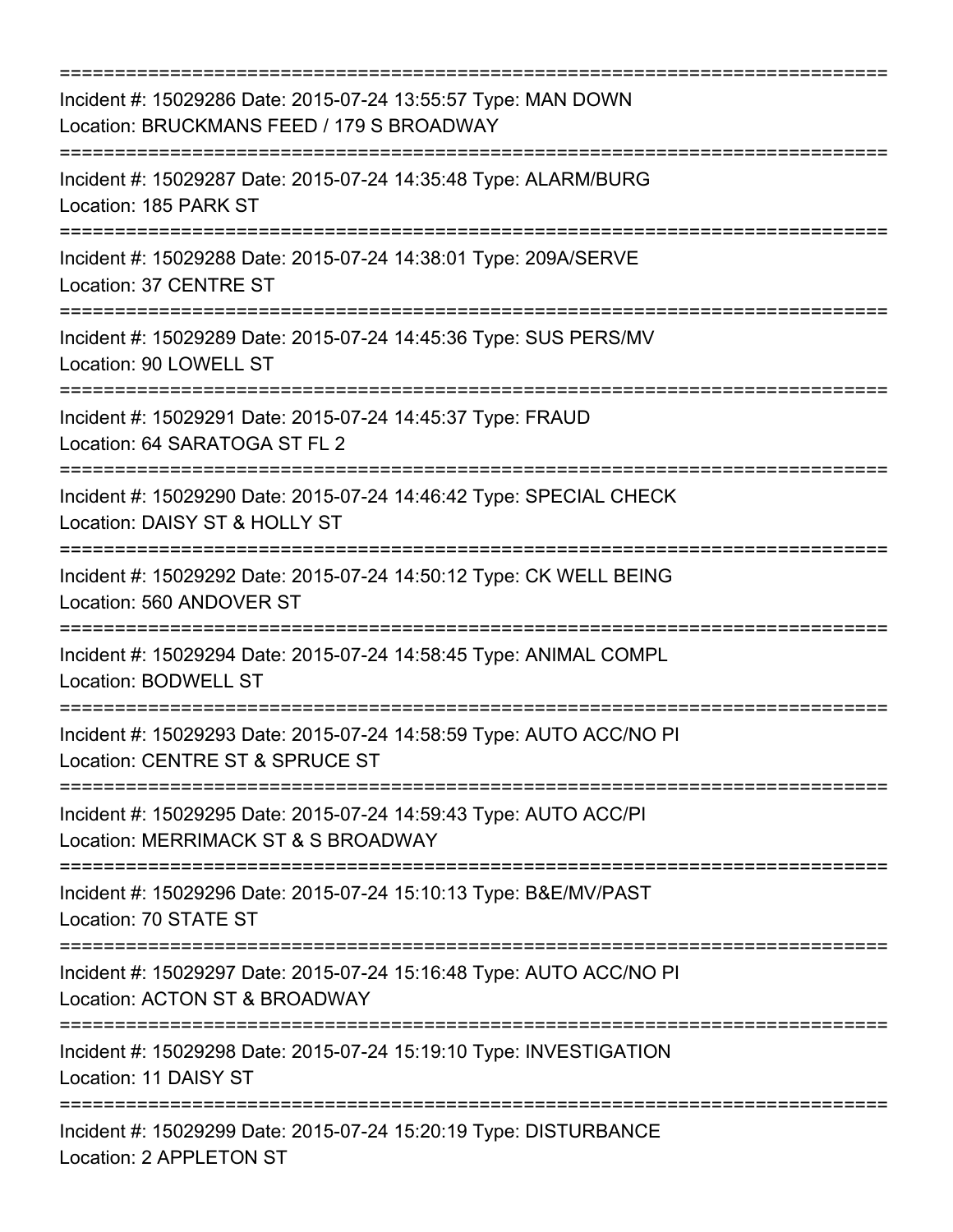===========================================================================
Incident #: 15029286 Date: 2015-07-24 13:55:57 Type: MAN DOWN
Location: BRUCKMANS FEED / 179 S BROADWAY
===========================================================================
Incident #: 15029287 Date: 2015-07-24 14:35:48 Type: ALARM/BURG
Location: 185 PARK ST
===========================================================================
Incident #: 15029288 Date: 2015-07-24 14:38:01 Type: 209A/SERVE
Location: 37 CENTRE ST
===========================================================================
Incident #: 15029289 Date: 2015-07-24 14:45:36 Type: SUS PERS/MV
Location: 90 LOWELL ST
===========================================================================
Incident #: 15029291 Date: 2015-07-24 14:45:37 Type: FRAUD
Location: 64 SARATOGA ST FL 2
===========================================================================
Incident #: 15029290 Date: 2015-07-24 14:46:42 Type: SPECIAL CHECK
Location: DAISY ST & HOLLY ST
===========================================================================
Incident #: 15029292 Date: 2015-07-24 14:50:12 Type: CK WELL BEING
Location: 560 ANDOVER ST
===========================================================================
Incident #: 15029294 Date: 2015-07-24 14:58:45 Type: ANIMAL COMPL
Location: BODWELL ST
===========================================================================
Incident #: 15029293 Date: 2015-07-24 14:58:59 Type: AUTO ACC/NO PI
Location: CENTRE ST & SPRUCE ST
===========================================================================
Incident #: 15029295 Date: 2015-07-24 14:59:43 Type: AUTO ACC/PI
Location: MERRIMACK ST & S BROADWAY
===========================================================================
Incident #: 15029296 Date: 2015-07-24 15:10:13 Type: B&E/MV/PAST
Location: 70 STATE ST
===========================================================================
Incident #: 15029297 Date: 2015-07-24 15:16:48 Type: AUTO ACC/NO PI
Location: ACTON ST & BROADWAY
===========================================================================
Incident #: 15029298 Date: 2015-07-24 15:19:10 Type: INVESTIGATION
Location: 11 DAISY ST
===========================================================================
Incident #: 15029299 Date: 2015-07-24 15:20:19 Type: DISTURBANCE
Location: 2 APPLETON ST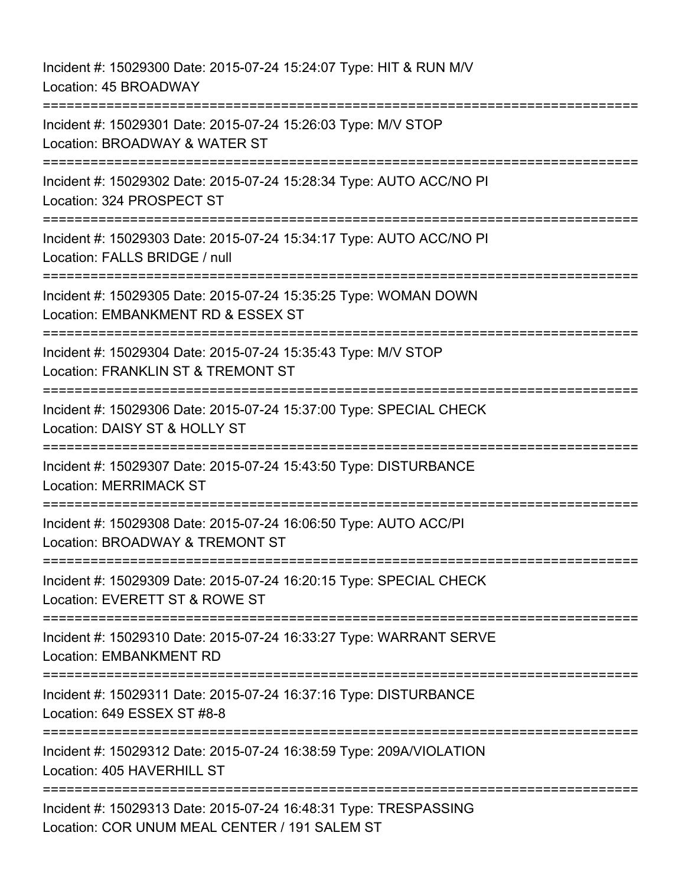Incident #: 15029300 Date: 2015-07-24 15:24:07 Type: HIT & RUN M/V
Location: 45 BROADWAY

===========================================================================

Incident #: 15029301 Date: 2015-07-24 15:26:03 Type: M/V STOP
Location: BROADWAY & WATER ST

===========================================================================

Incident #: 15029302 Date: 2015-07-24 15:28:34 Type: AUTO ACC/NO PI
Location: 324 PROSPECT ST

===========================================================================

Incident #: 15029303 Date: 2015-07-24 15:34:17 Type: AUTO ACC/NO PI
Location: FALLS BRIDGE / null

===========================================================================

Incident #: 15029305 Date: 2015-07-24 15:35:25 Type: WOMAN DOWN
Location: EMBANKMENT RD & ESSEX ST

===========================================================================

Incident #: 15029304 Date: 2015-07-24 15:35:43 Type: M/V STOP
Location: FRANKLIN ST & TREMONT ST

===========================================================================

Incident #: 15029306 Date: 2015-07-24 15:37:00 Type: SPECIAL CHECK
Location: DAISY ST & HOLLY ST

===========================================================================

Incident #: 15029307 Date: 2015-07-24 15:43:50 Type: DISTURBANCE
Location: MERRIMACK ST

===========================================================================

Incident #: 15029308 Date: 2015-07-24 16:06:50 Type: AUTO ACC/PI
Location: BROADWAY & TREMONT ST

===========================================================================

Incident #: 15029309 Date: 2015-07-24 16:20:15 Type: SPECIAL CHECK
Location: EVERETT ST & ROWE ST

===========================================================================

Incident #: 15029310 Date: 2015-07-24 16:33:27 Type: WARRANT SERVE
Location: EMBANKMENT RD

===========================================================================

Incident #: 15029311 Date: 2015-07-24 16:37:16 Type: DISTURBANCE
Location: 649 ESSEX ST #8-8

===========================================================================

Incident #: 15029312 Date: 2015-07-24 16:38:59 Type: 209A/VIOLATION
Location: 405 HAVERHILL ST

===========================================================================

Incident #: 15029313 Date: 2015-07-24 16:48:31 Type: TRESPASSING
Location: COR UNUM MEAL CENTER / 191 SALEM ST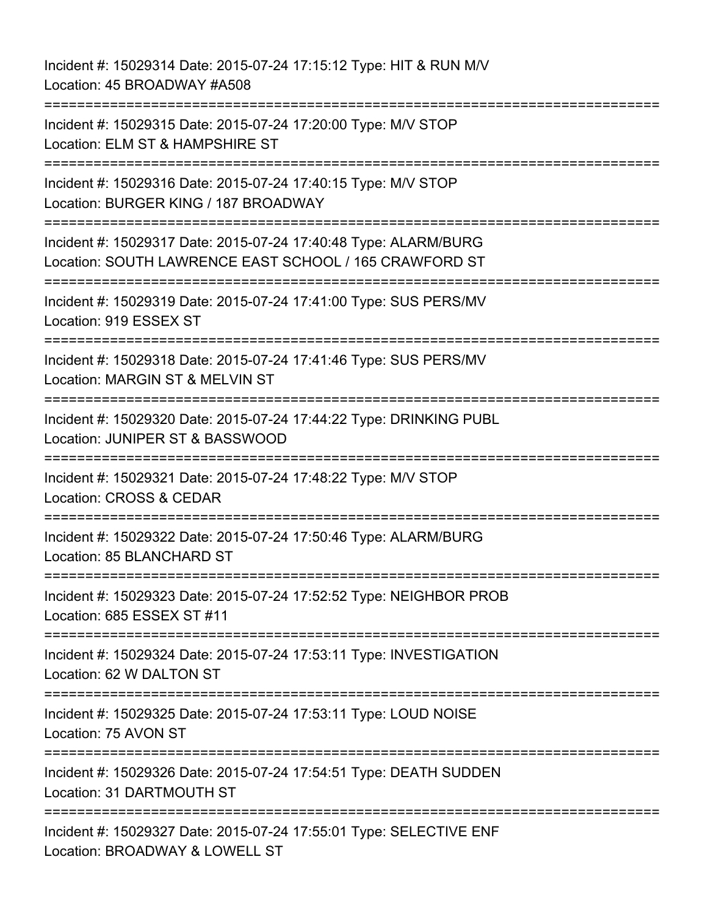Incident #: 15029314 Date: 2015-07-24 17:15:12 Type: HIT & RUN M/V
Location: 45 BROADWAY #A508

===========================================================================

Incident #: 15029315 Date: 2015-07-24 17:20:00 Type: M/V STOP
Location: ELM ST & HAMPSHIRE ST

===========================================================================

Incident #: 15029316 Date: 2015-07-24 17:40:15 Type: M/V STOP
Location: BURGER KING / 187 BROADWAY

===========================================================================

Incident #: 15029317 Date: 2015-07-24 17:40:48 Type: ALARM/BURG
Location: SOUTH LAWRENCE EAST SCHOOL / 165 CRAWFORD ST

===========================================================================

Incident #: 15029319 Date: 2015-07-24 17:41:00 Type: SUS PERS/MV
Location: 919 ESSEX ST

===========================================================================

Incident #: 15029318 Date: 2015-07-24 17:41:46 Type: SUS PERS/MV
Location: MARGIN ST & MELVIN ST

===========================================================================

Incident #: 15029320 Date: 2015-07-24 17:44:22 Type: DRINKING PUBL
Location: JUNIPER ST & BASSWOOD

===========================================================================

Incident #: 15029321 Date: 2015-07-24 17:48:22 Type: M/V STOP
Location: CROSS & CEDAR

===========================================================================

Incident #: 15029322 Date: 2015-07-24 17:50:46 Type: ALARM/BURG
Location: 85 BLANCHARD ST

===========================================================================

Incident #: 15029323 Date: 2015-07-24 17:52:52 Type: NEIGHBOR PROB
Location: 685 ESSEX ST #11

===========================================================================

Incident #: 15029324 Date: 2015-07-24 17:53:11 Type: INVESTIGATION
Location: 62 W DALTON ST

===========================================================================

Incident #: 15029325 Date: 2015-07-24 17:53:11 Type: LOUD NOISE
Location: 75 AVON ST

===========================================================================

Incident #: 15029326 Date: 2015-07-24 17:54:51 Type: DEATH SUDDEN
Location: 31 DARTMOUTH ST

===========================================================================

Incident #: 15029327 Date: 2015-07-24 17:55:01 Type: SELECTIVE ENF
Location: BROADWAY & LOWELL ST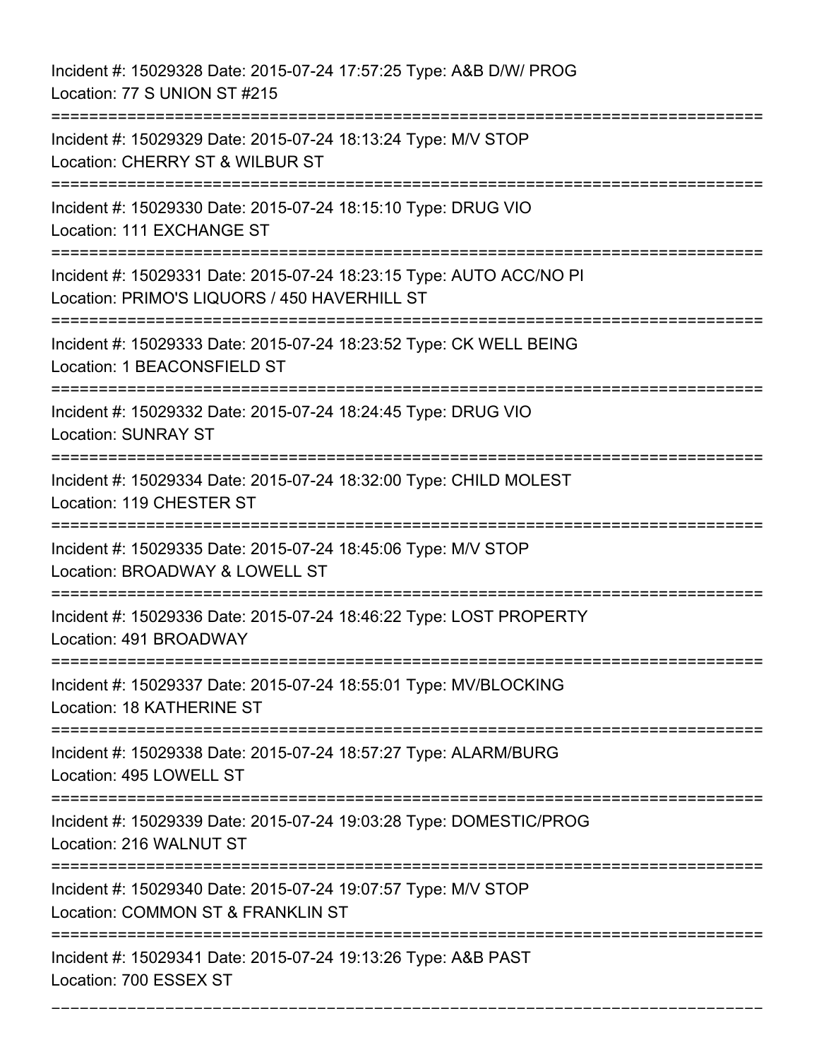Incident #: 15029328 Date: 2015-07-24 17:57:25 Type: A&B D/W/ PROG
Location: 77 S UNION ST #215

===========================================================================

Incident #: 15029329 Date: 2015-07-24 18:13:24 Type: M/V STOP
Location: CHERRY ST & WILBUR ST

===========================================================================

Incident #: 15029330 Date: 2015-07-24 18:15:10 Type: DRUG VIO
Location: 111 EXCHANGE ST

===========================================================================

Incident #: 15029331 Date: 2015-07-24 18:23:15 Type: AUTO ACC/NO PI
Location: PRIMO'S LIQUORS / 450 HAVERHILL ST

===========================================================================

Incident #: 15029333 Date: 2015-07-24 18:23:52 Type: CK WELL BEING
Location: 1 BEACONSFIELD ST

===========================================================================

Incident #: 15029332 Date: 2015-07-24 18:24:45 Type: DRUG VIO
Location: SUNRAY ST

===========================================================================

Incident #: 15029334 Date: 2015-07-24 18:32:00 Type: CHILD MOLEST
Location: 119 CHESTER ST

===========================================================================

Incident #: 15029335 Date: 2015-07-24 18:45:06 Type: M/V STOP
Location: BROADWAY & LOWELL ST

===========================================================================

Incident #: 15029336 Date: 2015-07-24 18:46:22 Type: LOST PROPERTY
Location: 491 BROADWAY

===========================================================================

Incident #: 15029337 Date: 2015-07-24 18:55:01 Type: MV/BLOCKING
Location: 18 KATHERINE ST

===========================================================================

Incident #: 15029338 Date: 2015-07-24 18:57:27 Type: ALARM/BURG
Location: 495 LOWELL ST

===========================================================================

Incident #: 15029339 Date: 2015-07-24 19:03:28 Type: DOMESTIC/PROG
Location: 216 WALNUT ST

===========================================================================

Incident #: 15029340 Date: 2015-07-24 19:07:57 Type: M/V STOP
Location: COMMON ST & FRANKLIN ST

===========================================================================

Incident #: 15029341 Date: 2015-07-24 19:13:26 Type: A&B PAST
Location: 700 ESSEX ST

---------------------------------------------------------------------------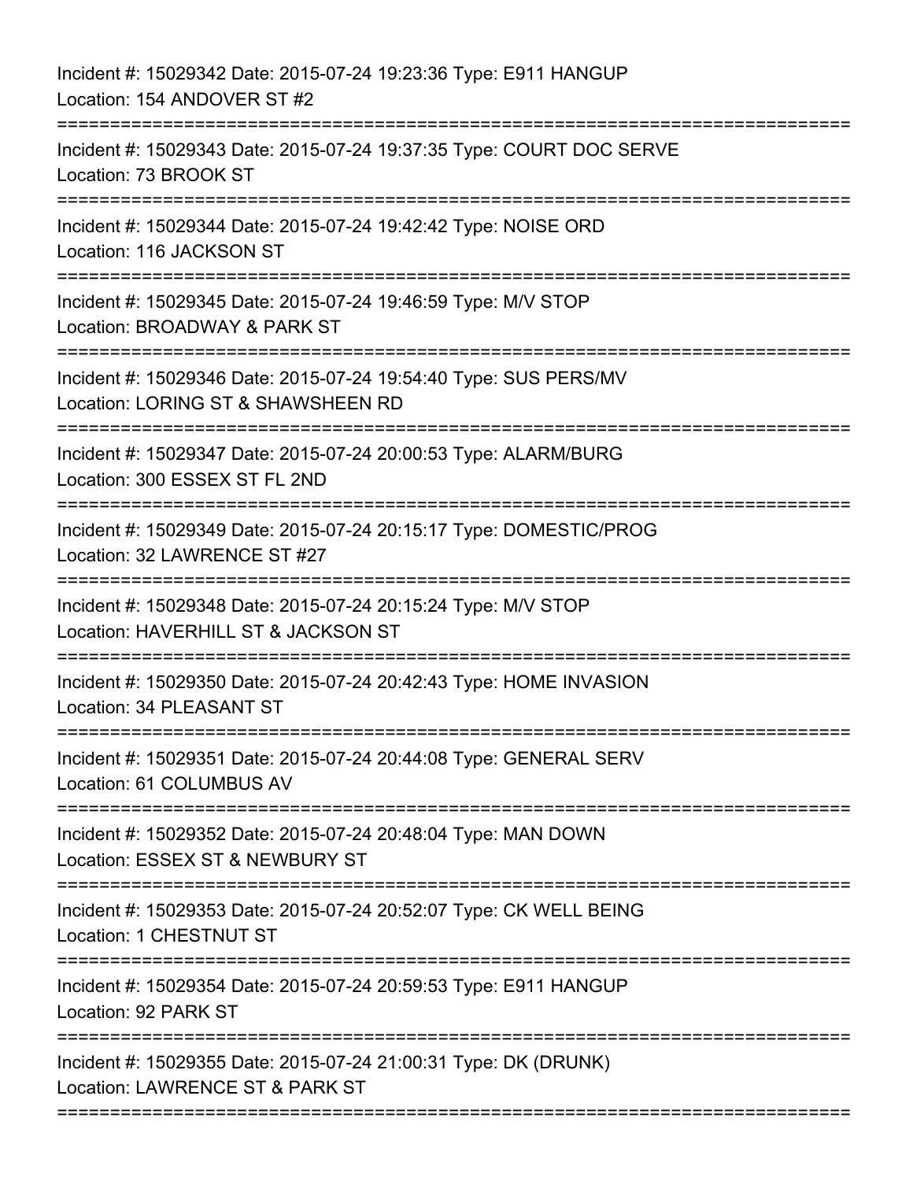Incident #: 15029342 Date: 2015-07-24 19:23:36 Type: E911 HANGUP
Location: 154 ANDOVER ST #2

===========================================================================

Incident #: 15029343 Date: 2015-07-24 19:37:35 Type: COURT DOC SERVE
Location: 73 BROOK ST

===========================================================================

Incident #: 15029344 Date: 2015-07-24 19:42:42 Type: NOISE ORD
Location: 116 JACKSON ST

===========================================================================

Incident #: 15029345 Date: 2015-07-24 19:46:59 Type: M/V STOP
Location: BROADWAY & PARK ST

===========================================================================

Incident #: 15029346 Date: 2015-07-24 19:54:40 Type: SUS PERS/MV
Location: LORING ST & SHAWSHEEN RD

===========================================================================

Incident #: 15029347 Date: 2015-07-24 20:00:53 Type: ALARM/BURG
Location: 300 ESSEX ST FL 2ND

===========================================================================

Incident #: 15029349 Date: 2015-07-24 20:15:17 Type: DOMESTIC/PROG
Location: 32 LAWRENCE ST #27

===========================================================================

Incident #: 15029348 Date: 2015-07-24 20:15:24 Type: M/V STOP
Location: HAVERHILL ST & JACKSON ST

===========================================================================

Incident #: 15029350 Date: 2015-07-24 20:42:43 Type: HOME INVASION
Location: 34 PLEASANT ST

===========================================================================

Incident #: 15029351 Date: 2015-07-24 20:44:08 Type: GENERAL SERV
Location: 61 COLUMBUS AV

===========================================================================

Incident #: 15029352 Date: 2015-07-24 20:48:04 Type: MAN DOWN
Location: ESSEX ST & NEWBURY ST

===========================================================================

Incident #: 15029353 Date: 2015-07-24 20:52:07 Type: CK WELL BEING
Location: 1 CHESTNUT ST

===========================================================================

Incident #: 15029354 Date: 2015-07-24 20:59:53 Type: E911 HANGUP
Location: 92 PARK ST

===========================================================================

Incident #: 15029355 Date: 2015-07-24 21:00:31 Type: DK (DRUNK)
Location: LAWRENCE ST & PARK ST

===========================================================================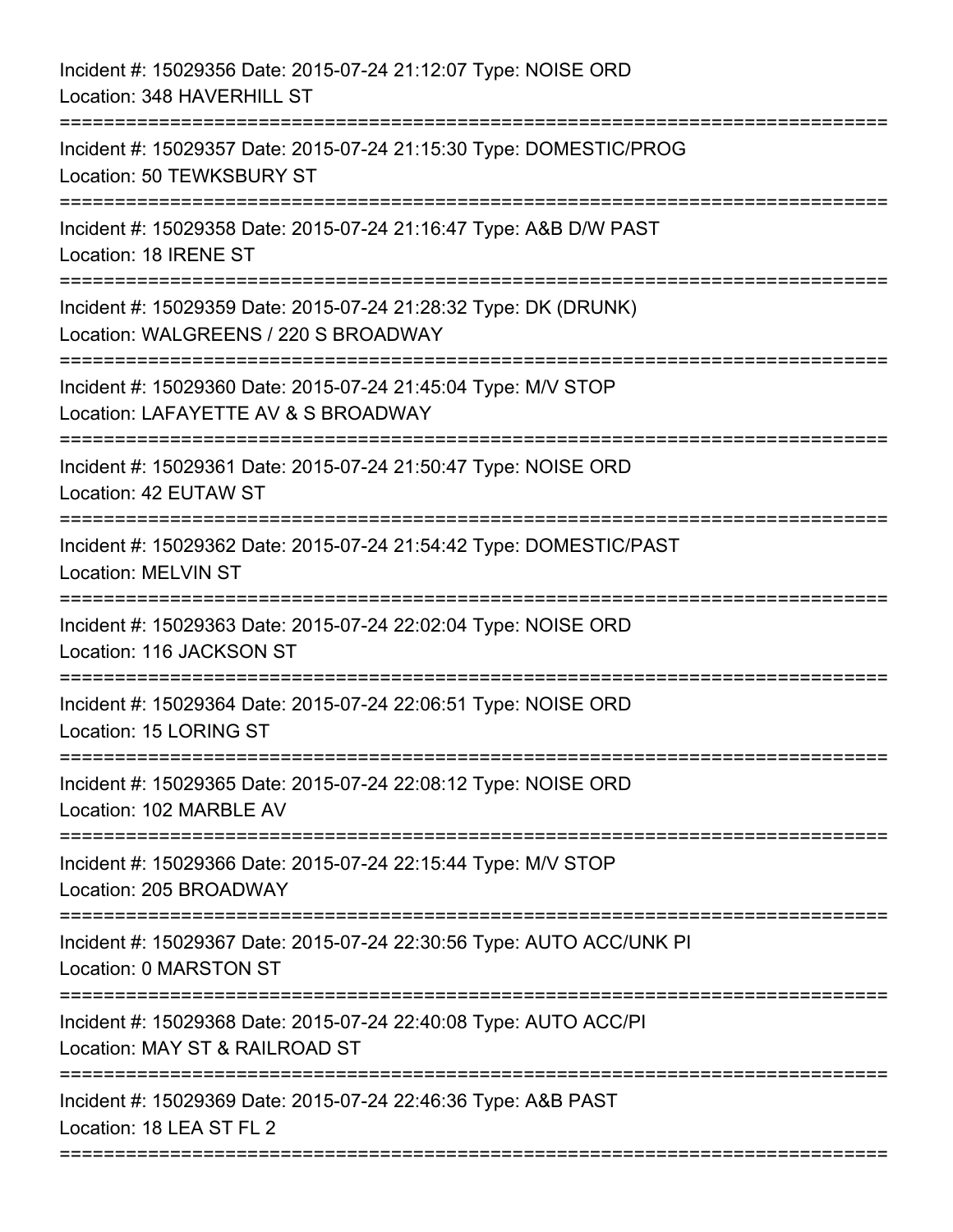Incident #: 15029356 Date: 2015-07-24 21:12:07 Type: NOISE ORD
Location: 348 HAVERHILL ST

===========================================================================

Incident #: 15029357 Date: 2015-07-24 21:15:30 Type: DOMESTIC/PROG
Location: 50 TEWKSBURY ST

===========================================================================

Incident #: 15029358 Date: 2015-07-24 21:16:47 Type: A&B D/W PAST
Location: 18 IRENE ST

===========================================================================

Incident #: 15029359 Date: 2015-07-24 21:28:32 Type: DK (DRUNK)
Location: WALGREENS / 220 S BROADWAY

===========================================================================

Incident #: 15029360 Date: 2015-07-24 21:45:04 Type: M/V STOP
Location: LAFAYETTE AV & S BROADWAY

===========================================================================

Incident #: 15029361 Date: 2015-07-24 21:50:47 Type: NOISE ORD
Location: 42 EUTAW ST

===========================================================================

Incident #: 15029362 Date: 2015-07-24 21:54:42 Type: DOMESTIC/PAST
Location: MELVIN ST

===========================================================================

Incident #: 15029363 Date: 2015-07-24 22:02:04 Type: NOISE ORD
Location: 116 JACKSON ST

===========================================================================

Incident #: 15029364 Date: 2015-07-24 22:06:51 Type: NOISE ORD
Location: 15 LORING ST

===========================================================================

Incident #: 15029365 Date: 2015-07-24 22:08:12 Type: NOISE ORD
Location: 102 MARBLE AV

===========================================================================

Incident #: 15029366 Date: 2015-07-24 22:15:44 Type: M/V STOP
Location: 205 BROADWAY

===========================================================================

Incident #: 15029367 Date: 2015-07-24 22:30:56 Type: AUTO ACC/UNK PI
Location: 0 MARSTON ST

===========================================================================

Incident #: 15029368 Date: 2015-07-24 22:40:08 Type: AUTO ACC/PI
Location: MAY ST & RAILROAD ST

===========================================================================

Incident #: 15029369 Date: 2015-07-24 22:46:36 Type: A&B PAST
Location: 18 LEA ST FL 2

===========================================================================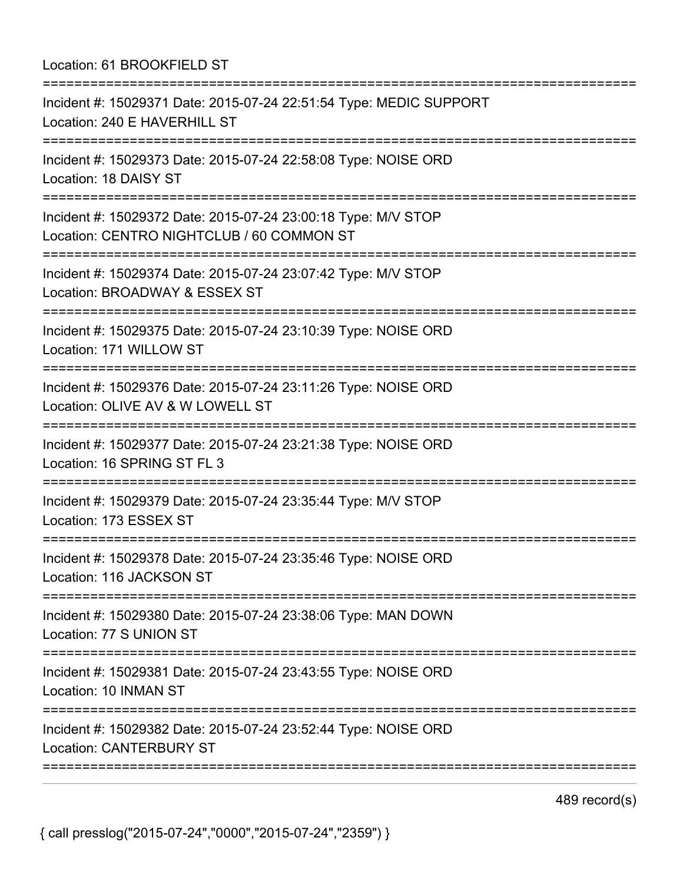Location: 61 BROOKFIELD ST

===========================================================================

Incident #: 15029371 Date: 2015-07-24 22:51:54 Type: MEDIC SUPPORT
Location: 240 E HAVERHILL ST

===========================================================================

Incident #: 15029373 Date: 2015-07-24 22:58:08 Type: NOISE ORD
Location: 18 DAISY ST

===========================================================================

Incident #: 15029372 Date: 2015-07-24 23:00:18 Type: M/V STOP
Location: CENTRO NIGHTCLUB / 60 COMMON ST

===========================================================================

Incident #: 15029374 Date: 2015-07-24 23:07:42 Type: M/V STOP
Location: BROADWAY & ESSEX ST

===========================================================================

Incident #: 15029375 Date: 2015-07-24 23:10:39 Type: NOISE ORD
Location: 171 WILLOW ST

===========================================================================

Incident #: 15029376 Date: 2015-07-24 23:11:26 Type: NOISE ORD
Location: OLIVE AV & W LOWELL ST

===========================================================================

Incident #: 15029377 Date: 2015-07-24 23:21:38 Type: NOISE ORD
Location: 16 SPRING ST FL 3

===========================================================================

Incident #: 15029379 Date: 2015-07-24 23:35:44 Type: M/V STOP
Location: 173 ESSEX ST

===========================================================================

Incident #: 15029378 Date: 2015-07-24 23:35:46 Type: NOISE ORD
Location: 116 JACKSON ST

===========================================================================

Incident #: 15029380 Date: 2015-07-24 23:38:06 Type: MAN DOWN
Location: 77 S UNION ST

===========================================================================

Incident #: 15029381 Date: 2015-07-24 23:43:55 Type: NOISE ORD
Location: 10 INMAN ST

===========================================================================

Incident #: 15029382 Date: 2015-07-24 23:52:44 Type: NOISE ORD
Location: CANTERBURY ST

===========================================================================

489 record(s)

{ call presslog("2015-07-24","0000","2015-07-24","2359") }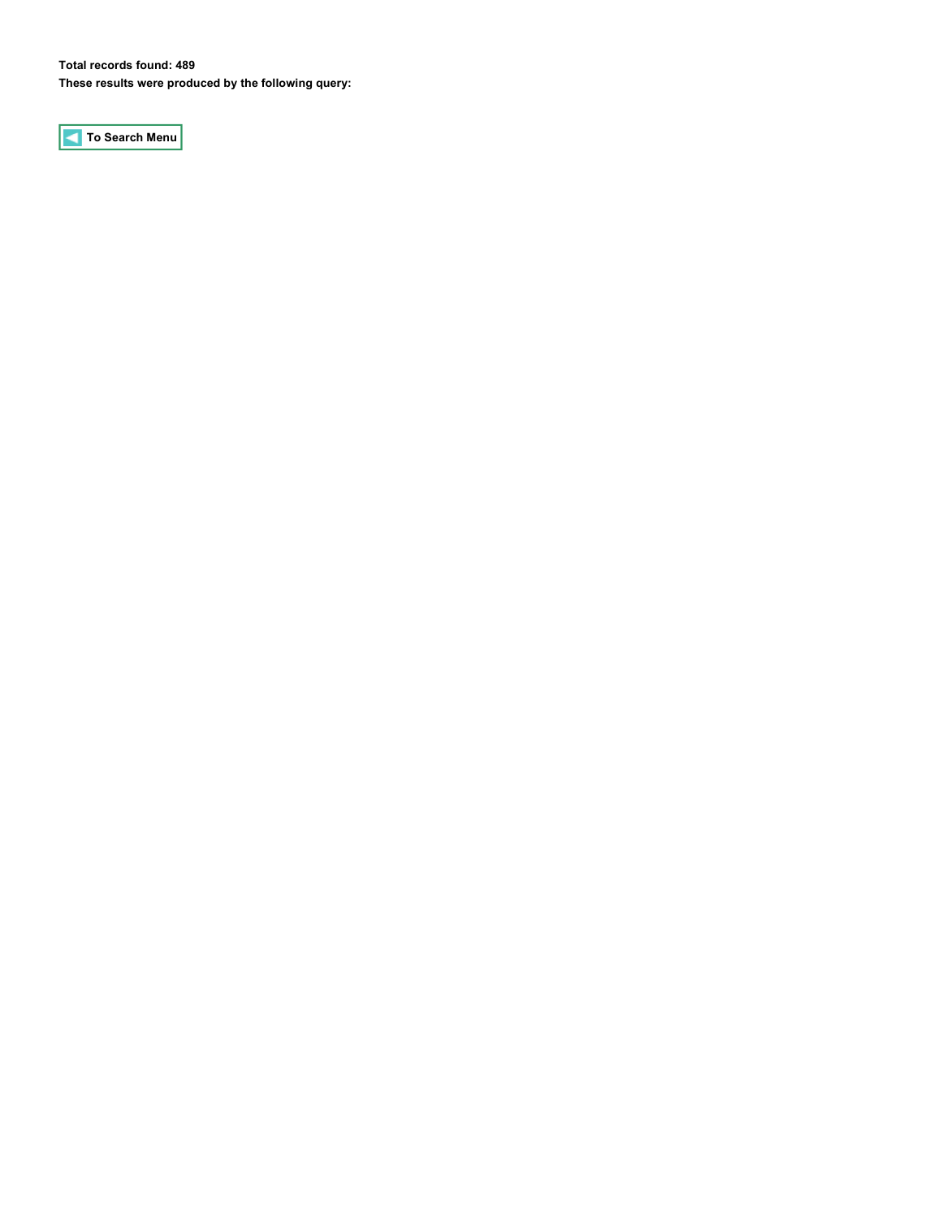**Total records found: 489**

**These results were produced by the following query:**

To Search Menu